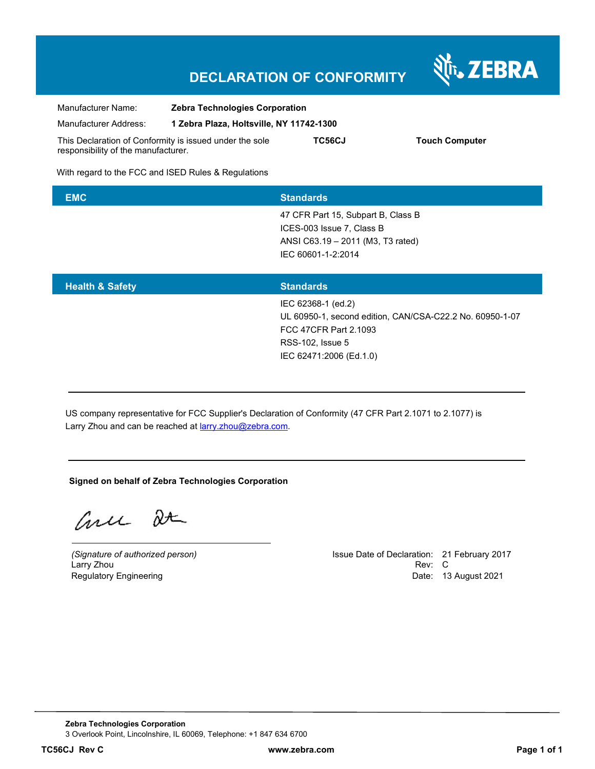# DECLARATION OF CONFORMITY

ZEBRA

Manufacturer Name: **Zebra Technologies Corporation**

Manufacturer Address: **1 Zebra Plaza, Holtsville, NY 11742-1300**

This Declaration of Conformity is issued under the sole responsibility of the manufacturer. **TC56CJ** **Touch Computer**

With regard to the FCC and ISED Rules & Regulations

| EMC | Standards |
|---|---|
| | 47 CFR Part 15, Subpart B, Class B<br>ICES-003 Issue 7, Class B<br>ANSI C63.19 – 2011 (M3, T3 rated)<br>IEC 60601-1-2:2014 |

| Health & Safety | Standards |
|---|---|
| | IEC 62368-1 (ed.2)<br>UL 60950-1, second edition, CAN/CSA-C22.2 No. 60950-1-07<br>FCC 47CFR Part 2.1093<br>RSS-102, Issue 5<br>IEC 62471:2006 (Ed.1.0) |

---

US company representative for FCC Supplier's Declaration of Conformity (47 CFR Part 2.1071 to 2.1077) is Larry Zhou and can be reached at larry.zhou@zebra.com.

---

**Signed on behalf of Zebra Technologies Corporation**

*(Signature of authorized person)*
Larry Zhou
Regulatory Engineering

Issue Date of Declaration: 21 February 2017
Rev: C
Date: 13 August 2021

**Zebra Technologies Corporation**
3 Overlook Point, Lincolnshire, IL 60069, Telephone: +1 847 634 6700

**TC56CJ Rev C** **www.zebra.com**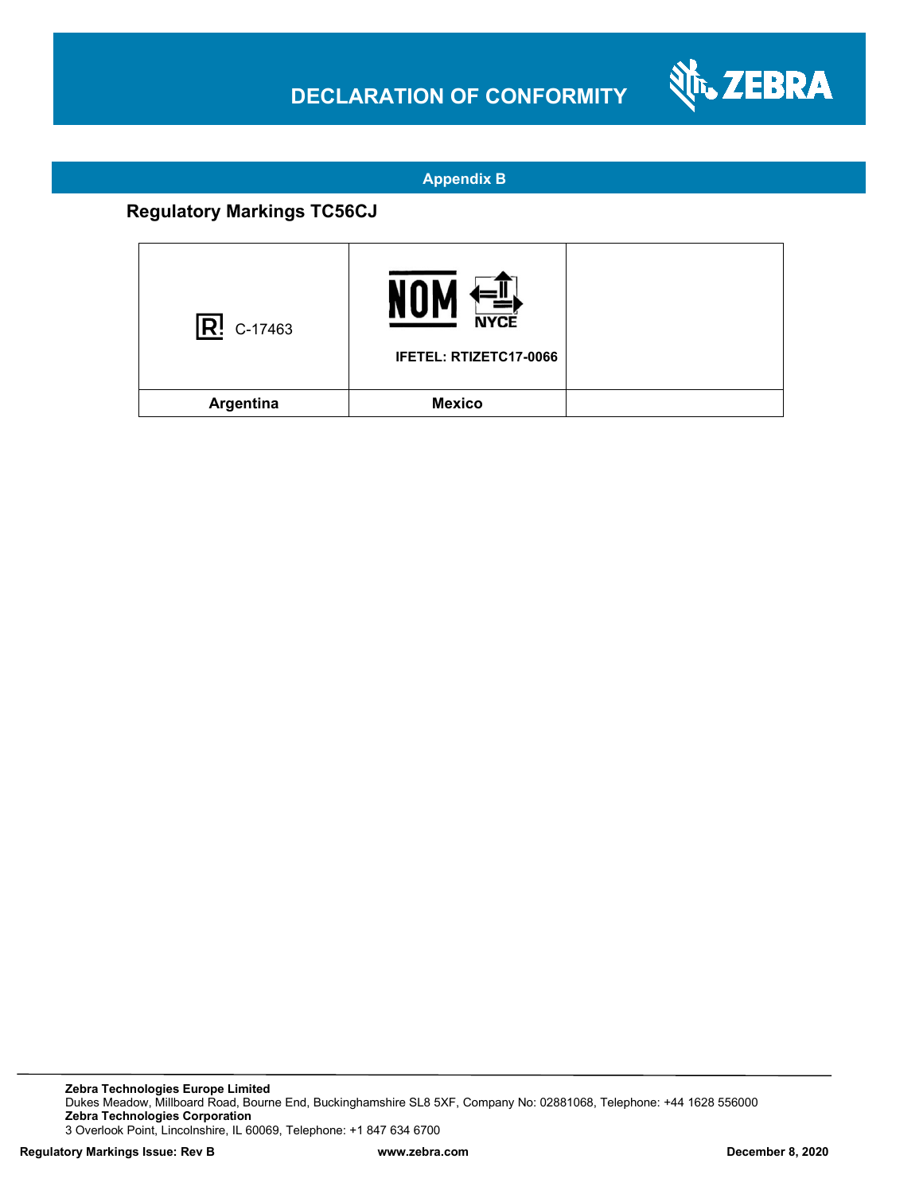# DECLARATION OF CONFORMITY

## Appendix B

### Regulatory Markings TC56CJ

| | | |
|---|---|---|
| C-17463 | NOM NYCE<br>IFETEL: RTIZETC17-0066 | |
| **Argentina** | **Mexico** | |

**Zebra Technologies Europe Limited**
Dukes Meadow, Millboard Road, Bourne End, Buckinghamshire SL8 5XF, Company No: 02881068, Telephone: +44 1628 556000
**Zebra Technologies Corporation**
3 Overlook Point, Lincolnshire, IL 60069, Telephone: +1 847 634 6700

**Regulatory Markings Issue: Rev B** | **www.zebra.com** | **December 8, 2020**